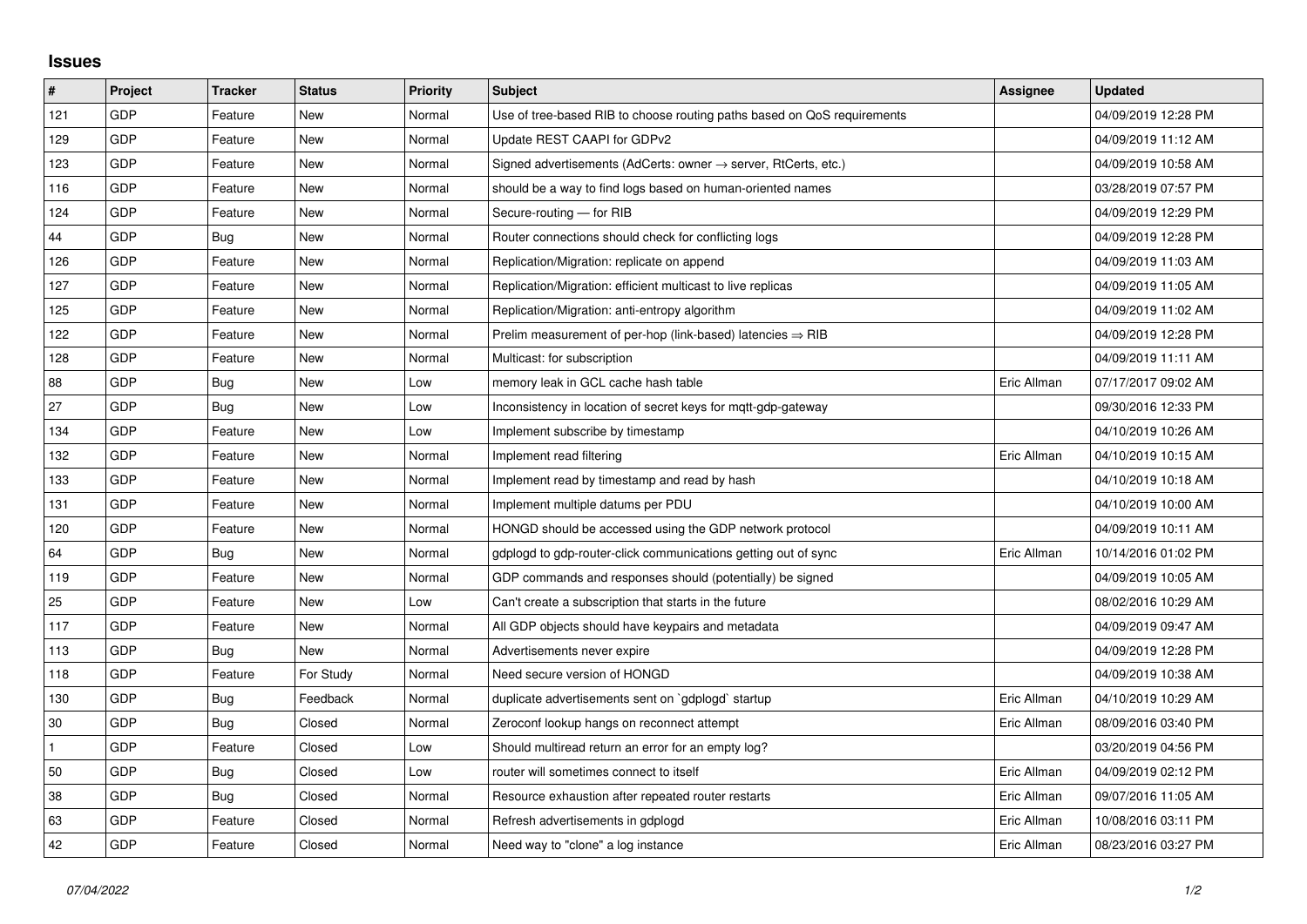# Issues

| # | Project | Tracker | Status | Priority | Subject | Assignee | Updated |
|---|---|---|---|---|---|---|---|
| 121 | GDP | Feature | New | Normal | Use of tree-based RIB to choose routing paths based on QoS requirements | | 04/09/2019 12:28 PM |
| 129 | GDP | Feature | New | Normal | Update REST CAAPI for GDPv2 | | 04/09/2019 11:12 AM |
| 123 | GDP | Feature | New | Normal | Signed advertisements (AdCerts: owner → server, RtCerts, etc.) | | 04/09/2019 10:58 AM |
| 116 | GDP | Feature | New | Normal | should be a way to find logs based on human-oriented names | | 03/28/2019 07:57 PM |
| 124 | GDP | Feature | New | Normal | Secure-routing — for RIB | | 04/09/2019 12:29 PM |
| 44 | GDP | Bug | New | Normal | Router connections should check for conflicting logs | | 04/09/2019 12:28 PM |
| 126 | GDP | Feature | New | Normal | Replication/Migration: replicate on append | | 04/09/2019 11:03 AM |
| 127 | GDP | Feature | New | Normal | Replication/Migration: efficient multicast to live replicas | | 04/09/2019 11:05 AM |
| 125 | GDP | Feature | New | Normal | Replication/Migration: anti-entropy algorithm | | 04/09/2019 11:02 AM |
| 122 | GDP | Feature | New | Normal | Prelim measurement of per-hop (link-based) latencies ⇒ RIB | | 04/09/2019 12:28 PM |
| 128 | GDP | Feature | New | Normal | Multicast: for subscription | | 04/09/2019 11:11 AM |
| 88 | GDP | Bug | New | Low | memory leak in GCL cache hash table | Eric Allman | 07/17/2017 09:02 AM |
| 27 | GDP | Bug | New | Low | Inconsistency in location of secret keys for mqtt-gdp-gateway | | 09/30/2016 12:33 PM |
| 134 | GDP | Feature | New | Low | Implement subscribe by timestamp | | 04/10/2019 10:26 AM |
| 132 | GDP | Feature | New | Normal | Implement read filtering | Eric Allman | 04/10/2019 10:15 AM |
| 133 | GDP | Feature | New | Normal | Implement read by timestamp and read by hash | | 04/10/2019 10:18 AM |
| 131 | GDP | Feature | New | Normal | Implement multiple datums per PDU | | 04/10/2019 10:00 AM |
| 120 | GDP | Feature | New | Normal | HONGD should be accessed using the GDP network protocol | | 04/09/2019 10:11 AM |
| 64 | GDP | Bug | New | Normal | gdplogd to gdp-router-click communications getting out of sync | Eric Allman | 10/14/2016 01:02 PM |
| 119 | GDP | Feature | New | Normal | GDP commands and responses should (potentially) be signed | | 04/09/2019 10:05 AM |
| 25 | GDP | Feature | New | Low | Can't create a subscription that starts in the future | | 08/02/2016 10:29 AM |
| 117 | GDP | Feature | New | Normal | All GDP objects should have keypairs and metadata | | 04/09/2019 09:47 AM |
| 113 | GDP | Bug | New | Normal | Advertisements never expire | | 04/09/2019 12:28 PM |
| 118 | GDP | Feature | For Study | Normal | Need secure version of HONGD | | 04/09/2019 10:38 AM |
| 130 | GDP | Bug | Feedback | Normal | duplicate advertisements sent on `gdplogd` startup | Eric Allman | 04/10/2019 10:29 AM |
| 30 | GDP | Bug | Closed | Normal | Zeroconf lookup hangs on reconnect attempt | Eric Allman | 08/09/2016 03:40 PM |
| 1 | GDP | Feature | Closed | Low | Should multiread return an error for an empty log? | | 03/20/2019 04:56 PM |
| 50 | GDP | Bug | Closed | Low | router will sometimes connect to itself | Eric Allman | 04/09/2019 02:12 PM |
| 38 | GDP | Bug | Closed | Normal | Resource exhaustion after repeated router restarts | Eric Allman | 09/07/2016 11:05 AM |
| 63 | GDP | Feature | Closed | Normal | Refresh advertisements in gdplogd | Eric Allman | 10/08/2016 03:11 PM |
| 42 | GDP | Feature | Closed | Normal | Need way to "clone" a log instance | Eric Allman | 08/23/2016 03:27 PM |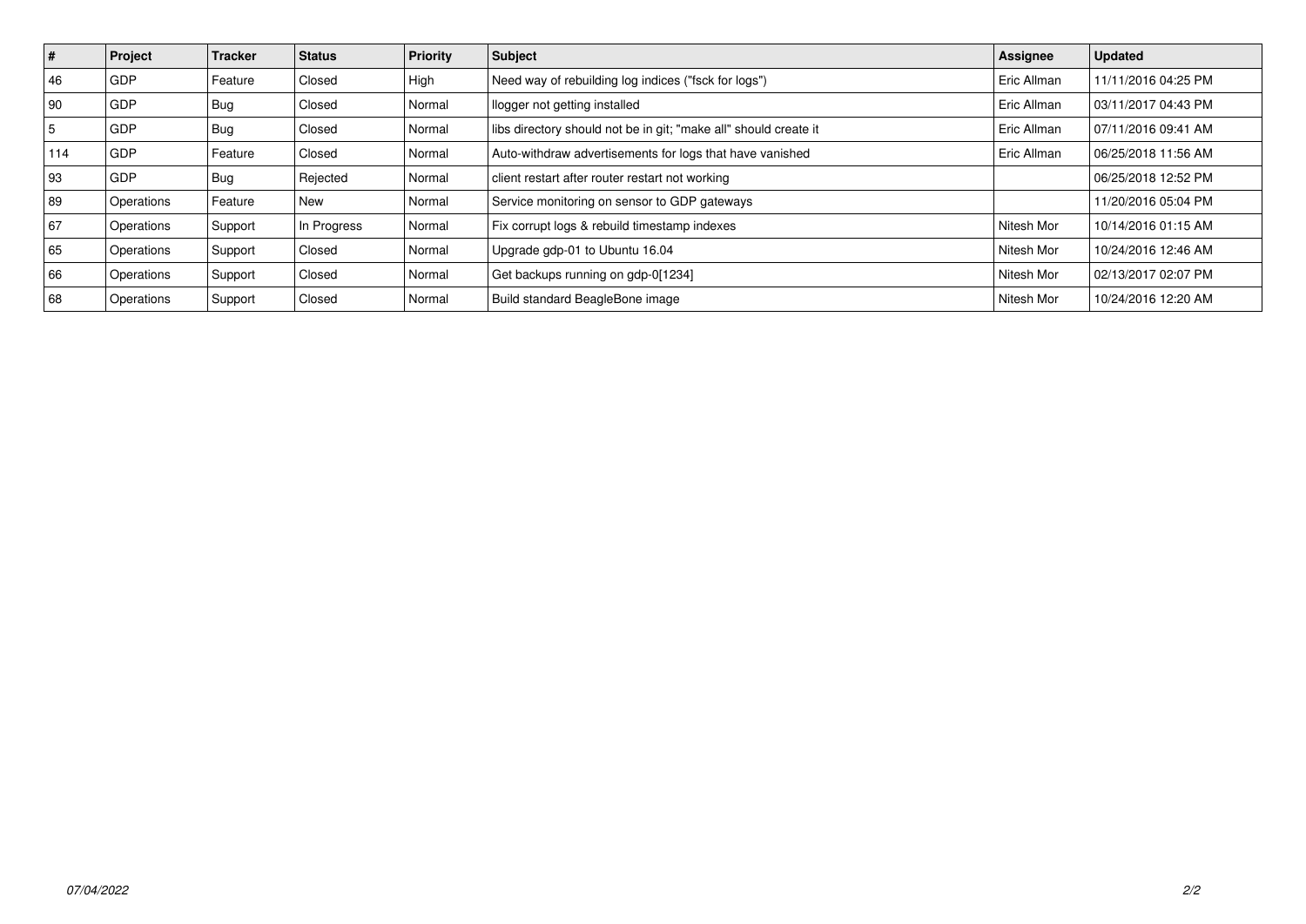| # | Project | Tracker | Status | Priority | Subject | Assignee | Updated |
|---|---|---|---|---|---|---|---|
| 46 | GDP | Feature | Closed | High | Need way of rebuilding log indices ("fsck for logs") | Eric Allman | 11/11/2016 04:25 PM |
| 90 | GDP | Bug | Closed | Normal | llogger not getting installed | Eric Allman | 03/11/2017 04:43 PM |
| 5 | GDP | Bug | Closed | Normal | libs directory should not be in git; "make all" should create it | Eric Allman | 07/11/2016 09:41 AM |
| 114 | GDP | Feature | Closed | Normal | Auto-withdraw advertisements for logs that have vanished | Eric Allman | 06/25/2018 11:56 AM |
| 93 | GDP | Bug | Rejected | Normal | client restart after router restart not working | | 06/25/2018 12:52 PM |
| 89 | Operations | Feature | New | Normal | Service monitoring on sensor to GDP gateways | | 11/20/2016 05:04 PM |
| 67 | Operations | Support | In Progress | Normal | Fix corrupt logs & rebuild timestamp indexes | Nitesh Mor | 10/14/2016 01:15 AM |
| 65 | Operations | Support | Closed | Normal | Upgrade gdp-01 to Ubuntu 16.04 | Nitesh Mor | 10/24/2016 12:46 AM |
| 66 | Operations | Support | Closed | Normal | Get backups running on gdp-0[1234] | Nitesh Mor | 02/13/2017 02:07 PM |
| 68 | Operations | Support | Closed | Normal | Build standard BeagleBone image | Nitesh Mor | 10/24/2016 12:20 AM |